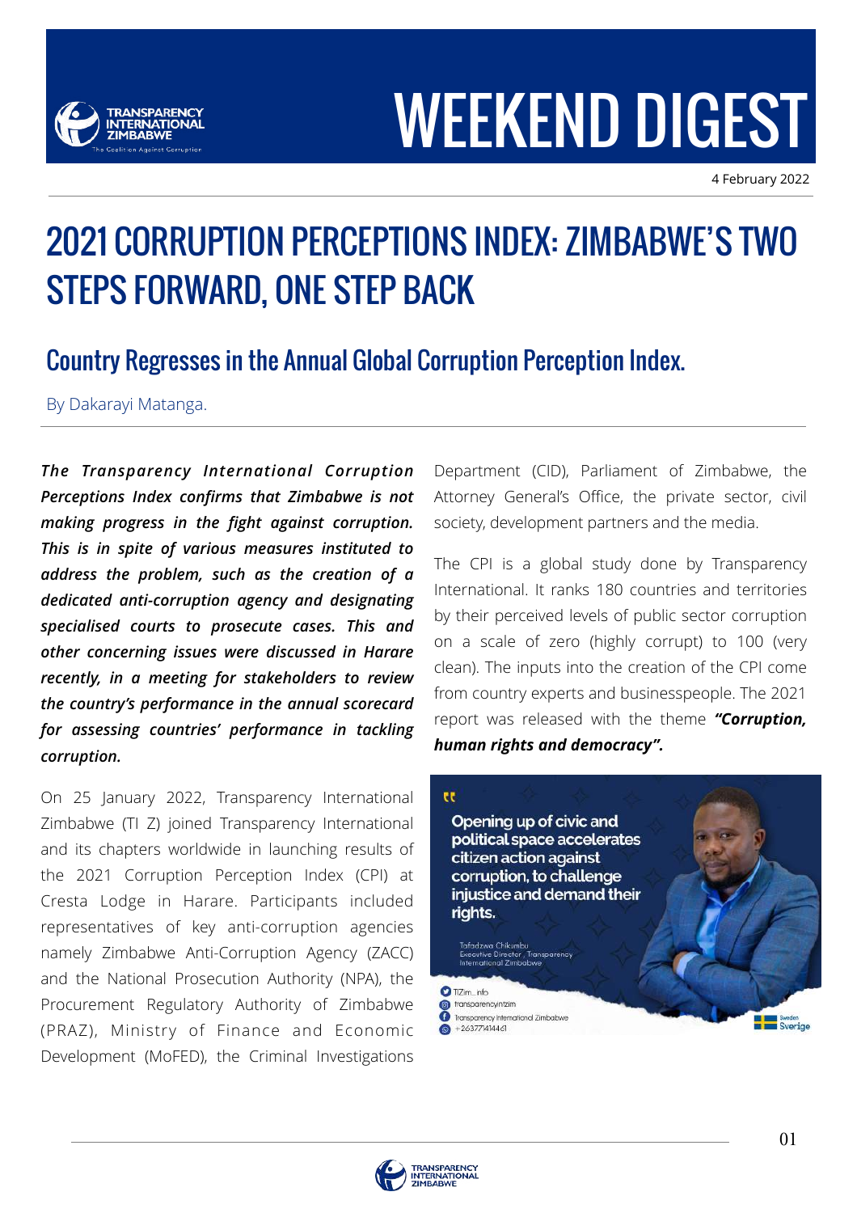# WEEKEND DIGEST

4 February 2022

# 2021 CORRUPTION PERCEPTIONS INDEX: ZIMBABWE'S TWO STEPS FORWARD, ONE STEP BACK

## Country Regresses in the Annual Global Corruption Perception Index.

By Dakarayi Matanga.

***The Transparency International Corruption Perceptions Index confirms that Zimbabwe is not making progress in the fight against corruption. This is in spite of various measures instituted to address the problem, such as the creation of a dedicated anti-corruption agency and designating specialised courts to prosecute cases. This and other concerning issues were discussed in Harare recently, in a meeting for stakeholders to review the country's performance in the annual scorecard for assessing countries' performance in tackling corruption.***

On 25 January 2022, Transparency International Zimbabwe (TI Z) joined Transparency International and its chapters worldwide in launching results of the 2021 Corruption Perception Index (CPI) at Cresta Lodge in Harare. Participants included representatives of key anti-corruption agencies namely Zimbabwe Anti-Corruption Agency (ZACC) and the National Prosecution Authority (NPA), the Procurement Regulatory Authority of Zimbabwe (PRAZ), Ministry of Finance and Economic Development (MoFED), the Criminal Investigations Department (CID), Parliament of Zimbabwe, the Attorney General's Office, the private sector, civil society, development partners and the media.

The CPI is a global study done by Transparency International. It ranks 180 countries and territories by their perceived levels of public sector corruption on a scale of zero (highly corrupt) to 100 (very clean). The inputs into the creation of the CPI come from country experts and businesspeople. The 2021 report was released with the theme ***"Corruption, human rights and democracy".***

> "Opening up of civic and political space accelerates citizen action against corruption, to challenge injustice and demand their rights.
>
> Tafadzwa Chikumbu
> Executive Director, Transparency International Zimbabwe

TIZim_info
transparencyintzim
Transparency International Zimbabwe
+263771414461

Sweden Sverige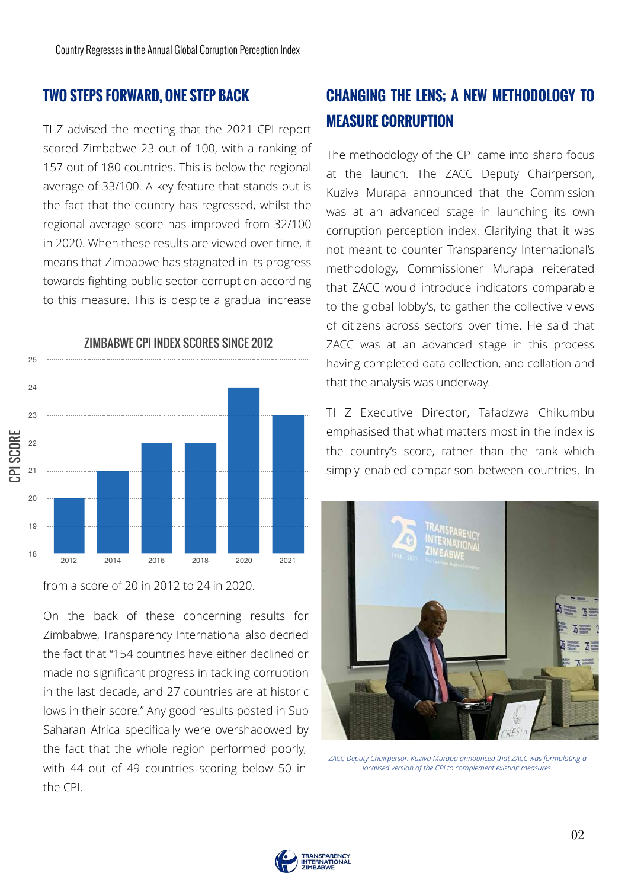## TWO STEPS FORWARD, ONE STEP BACK

TI Z advised the meeting that the 2021 CPI report scored Zimbabwe 23 out of 100, with a ranking of 157 out of 180 countries. This is below the regional average of 33/100. A key feature that stands out is the fact that the country has regressed, whilst the regional average score has improved from 32/100 in 2020. When these results are viewed over time, it means that Zimbabwe has stagnated in its progress towards fighting public sector corruption according to this measure. This is despite a gradual increase from a score of 20 in 2012 to 24 in 2020.

**ZIMBABWE CPI INDEX SCORES SINCE 2012**

| Year | CPI Score |
|---|---|
| 2012 | 20 |
| 2014 | 21 |
| 2016 | 22 |
| 2018 | 22 |
| 2020 | 24 |
| 2021 | 23 |

On the back of these concerning results for Zimbabwe, Transparency International also decried the fact that "154 countries have either declined or made no significant progress in tackling corruption in the last decade, and 27 countries are at historic lows in their score." Any good results posted in Sub Saharan Africa specifically were overshadowed by the fact that the whole region performed poorly, with 44 out of 49 countries scoring below 50 in the CPI.

## CHANGING THE LENS; A NEW METHODOLOGY TO MEASURE CORRUPTION

The methodology of the CPI came into sharp focus at the launch. The ZACC Deputy Chairperson, Kuziva Murapa announced that the Commission was at an advanced stage in launching its own corruption perception index. Clarifying that it was not meant to counter Transparency International's methodology, Commissioner Murapa reiterated that ZACC would introduce indicators comparable to the global lobby's, to gather the collective views of citizens across sectors over time. He said that ZACC was at an advanced stage in this process having completed data collection, and collation and that the analysis was underway.

TI Z Executive Director, Tafadzwa Chikumbu emphasised that what matters most in the index is the country's score, rather than the rank which simply enabled comparison between countries. In

*ZACC Deputy Chairperson Kuziva Murapa announced that ZACC was formulating a localised version of the CPI to complement existing measures.*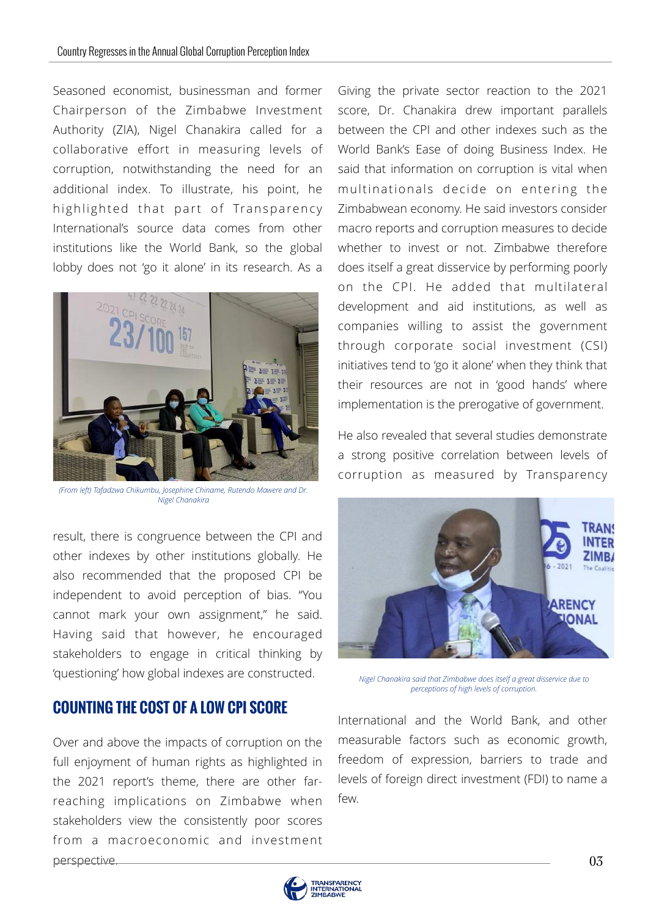Seasoned economist, businessman and former Chairperson of the Zimbabwe Investment Authority (ZIA), Nigel Chanakira called for a collaborative effort in measuring levels of corruption, notwithstanding the need for an additional index. To illustrate, his point, he highlighted that part of Transparency International's source data comes from other institutions like the World Bank, so the global lobby does not 'go it alone' in its research. As a result, there is congruence between the CPI and other indexes by other institutions globally. He also recommended that the proposed CPI be independent to avoid perception of bias. "You cannot mark your own assignment," he said. Having said that however, he encouraged stakeholders to engage in critical thinking by 'questioning' how global indexes are constructed.

*(From left) Tafadzwa Chikumbu, Josephine Chiname, Rutendo Mawere and Dr. Nigel Chanakira*

## COUNTING THE COST OF A LOW CPI SCORE

Over and above the impacts of corruption on the full enjoyment of human rights as highlighted in the 2021 report's theme, there are other far-reaching implications on Zimbabwe when stakeholders view the consistently poor scores from a macroeconomic and investment perspective.

Giving the private sector reaction to the 2021 score, Dr. Chanakira drew important parallels between the CPI and other indexes such as the World Bank's Ease of doing Business Index. He said that information on corruption is vital when multinationals decide on entering the Zimbabwean economy. He said investors consider macro reports and corruption measures to decide whether to invest or not. Zimbabwe therefore does itself a great disservice by performing poorly on the CPI. He added that multilateral development and aid institutions, as well as companies willing to assist the government through corporate social investment (CSI) initiatives tend to 'go it alone' when they think that their resources are not in 'good hands' where implementation is the prerogative of government.

He also revealed that several studies demonstrate a strong positive correlation between levels of corruption as measured by Transparency International and the World Bank, and other measurable factors such as economic growth, freedom of expression, barriers to trade and levels of foreign direct investment (FDI) to name a few.

*Nigel Chanakira said that Zimbabwe does itself a great disservice due to perceptions of high levels of corruption.*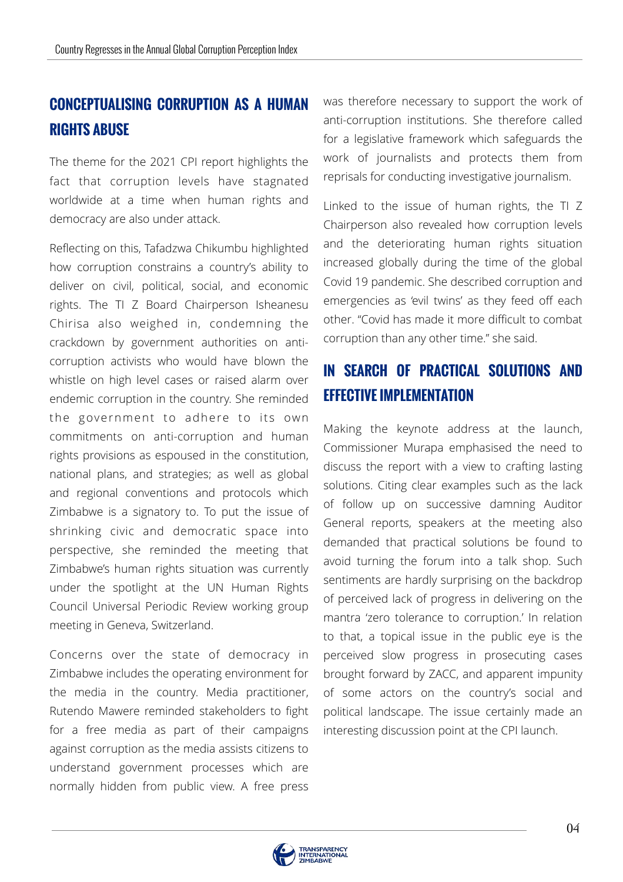## CONCEPTUALISING CORRUPTION AS A HUMAN RIGHTS ABUSE

The theme for the 2021 CPI report highlights the fact that corruption levels have stagnated worldwide at a time when human rights and democracy are also under attack.

Reflecting on this, Tafadzwa Chikumbu highlighted how corruption constrains a country's ability to deliver on civil, political, social, and economic rights. The TI Z Board Chairperson Isheanesu Chirisa also weighed in, condemning the crackdown by government authorities on anti-corruption activists who would have blown the whistle on high level cases or raised alarm over endemic corruption in the country. She reminded the government to adhere to its own commitments on anti-corruption and human rights provisions as espoused in the constitution, national plans, and strategies; as well as global and regional conventions and protocols which Zimbabwe is a signatory to. To put the issue of shrinking civic and democratic space into perspective, she reminded the meeting that Zimbabwe's human rights situation was currently under the spotlight at the UN Human Rights Council Universal Periodic Review working group meeting in Geneva, Switzerland.

Concerns over the state of democracy in Zimbabwe includes the operating environment for the media in the country. Media practitioner, Rutendo Mawere reminded stakeholders to fight for a free media as part of their campaigns against corruption as the media assists citizens to understand government processes which are normally hidden from public view. A free press was therefore necessary to support the work of anti-corruption institutions. She therefore called for a legislative framework which safeguards the work of journalists and protects them from reprisals for conducting investigative journalism.

Linked to the issue of human rights, the TI Z Chairperson also revealed how corruption levels and the deteriorating human rights situation increased globally during the time of the global Covid 19 pandemic. She described corruption and emergencies as 'evil twins' as they feed off each other. "Covid has made it more difficult to combat corruption than any other time." she said.

## IN SEARCH OF PRACTICAL SOLUTIONS AND EFFECTIVE IMPLEMENTATION

Making the keynote address at the launch, Commissioner Murapa emphasised the need to discuss the report with a view to crafting lasting solutions. Citing clear examples such as the lack of follow up on successive damning Auditor General reports, speakers at the meeting also demanded that practical solutions be found to avoid turning the forum into a talk shop. Such sentiments are hardly surprising on the backdrop of perceived lack of progress in delivering on the mantra 'zero tolerance to corruption.' In relation to that, a topical issue in the public eye is the perceived slow progress in prosecuting cases brought forward by ZACC, and apparent impunity of some actors on the country's social and political landscape. The issue certainly made an interesting discussion point at the CPI launch.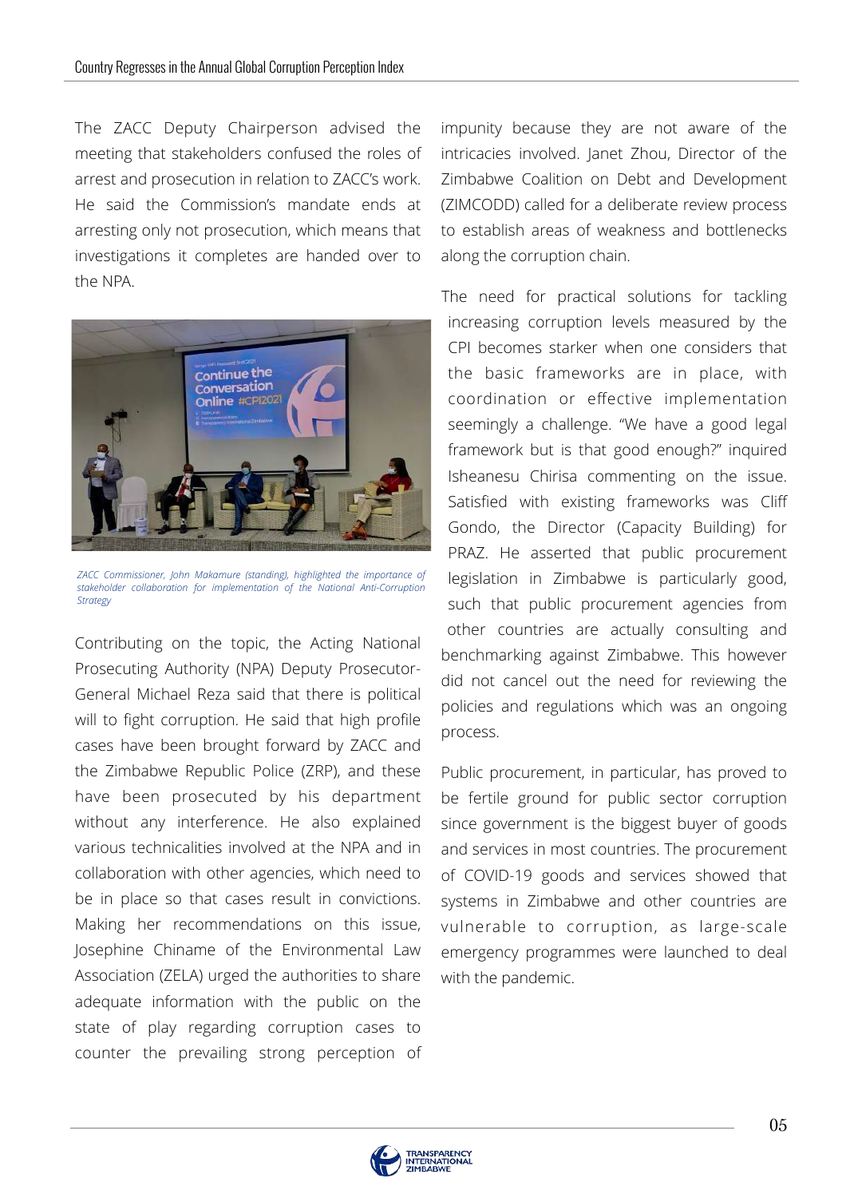The ZACC Deputy Chairperson advised the meeting that stakeholders confused the roles of arrest and prosecution in relation to ZACC's work. He said the Commission's mandate ends at arresting only not prosecution, which means that investigations it completes are handed over to the NPA.

*ZACC Commissioner, John Makamure (standing), highlighted the importance of stakeholder collaboration for implementation of the National Anti-Corruption Strategy*

Contributing on the topic, the Acting National Prosecuting Authority (NPA) Deputy Prosecutor-General Michael Reza said that there is political will to fight corruption. He said that high profile cases have been brought forward by ZACC and the Zimbabwe Republic Police (ZRP), and these have been prosecuted by his department without any interference. He also explained various technicalities involved at the NPA and in collaboration with other agencies, which need to be in place so that cases result in convictions. Making her recommendations on this issue, Josephine Chiname of the Environmental Law Association (ZELA) urged the authorities to share adequate information with the public on the state of play regarding corruption cases to counter the prevailing strong perception of impunity because they are not aware of the intricacies involved. Janet Zhou, Director of the Zimbabwe Coalition on Debt and Development (ZIMCODD) called for a deliberate review process to establish areas of weakness and bottlenecks along the corruption chain.

The need for practical solutions for tackling increasing corruption levels measured by the CPI becomes starker when one considers that the basic frameworks are in place, with coordination or effective implementation seemingly a challenge. "We have a good legal framework but is that good enough?" inquired Isheanesu Chirisa commenting on the issue. Satisfied with existing frameworks was Cliff Gondo, the Director (Capacity Building) for PRAZ. He asserted that public procurement legislation in Zimbabwe is particularly good, such that public procurement agencies from other countries are actually consulting and benchmarking against Zimbabwe. This however did not cancel out the need for reviewing the policies and regulations which was an ongoing process.

Public procurement, in particular, has proved to be fertile ground for public sector corruption since government is the biggest buyer of goods and services in most countries. The procurement of COVID-19 goods and services showed that systems in Zimbabwe and other countries are vulnerable to corruption, as large-scale emergency programmes were launched to deal with the pandemic.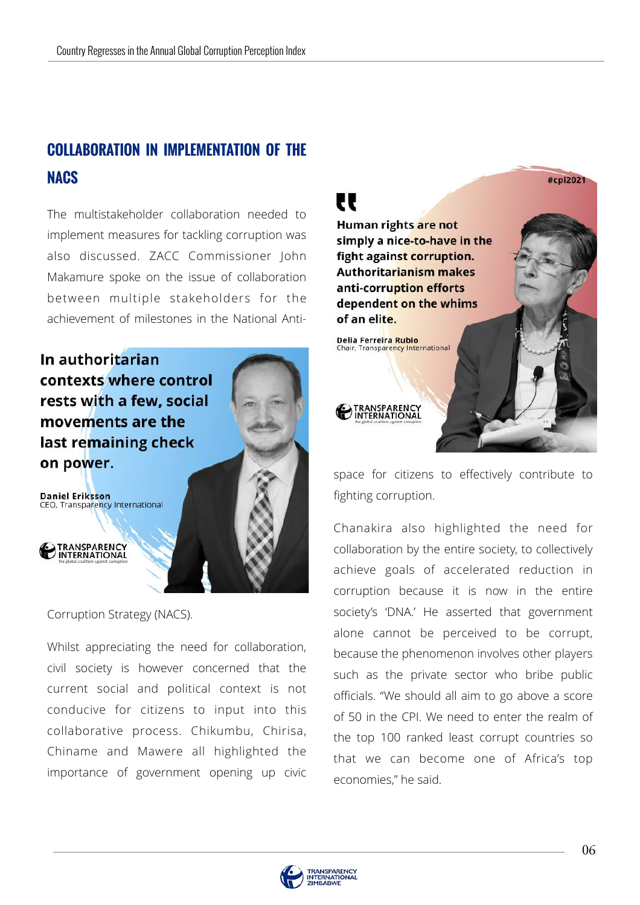## COLLABORATION IN IMPLEMENTATION OF THE NACS

The multistakeholder collaboration needed to implement measures for tackling corruption was also discussed. ZACC Commissioner John Makamure spoke on the issue of collaboration between multiple stakeholders for the achievement of milestones in the National Anti-Corruption Strategy (NACS).

**In authoritarian contexts where control rests with a few, social movements are the last remaining check on power.**

**Daniel Eriksson**
CEO, Transparency International

Whilst appreciating the need for collaboration, civil society is however concerned that the current social and political context is not conducive for citizens to input into this collaborative process. Chikumbu, Chirisa, Chiname and Mawere all highlighted the importance of government opening up civic space for citizens to effectively contribute to fighting corruption.

#cpi2021

**Human rights are not simply a nice-to-have in the fight against corruption. Authoritarianism makes anti-corruption efforts dependent on the whims of an elite.**

**Delia Ferreira Rubio**
Chair, Transparency International

Chanakira also highlighted the need for collaboration by the entire society, to collectively achieve goals of accelerated reduction in corruption because it is now in the entire society's 'DNA.' He asserted that government alone cannot be perceived to be corrupt, because the phenomenon involves other players such as the private sector who bribe public officials. "We should all aim to go above a score of 50 in the CPI. We need to enter the realm of the top 100 ranked least corrupt countries so that we can become one of Africa's top economies," he said.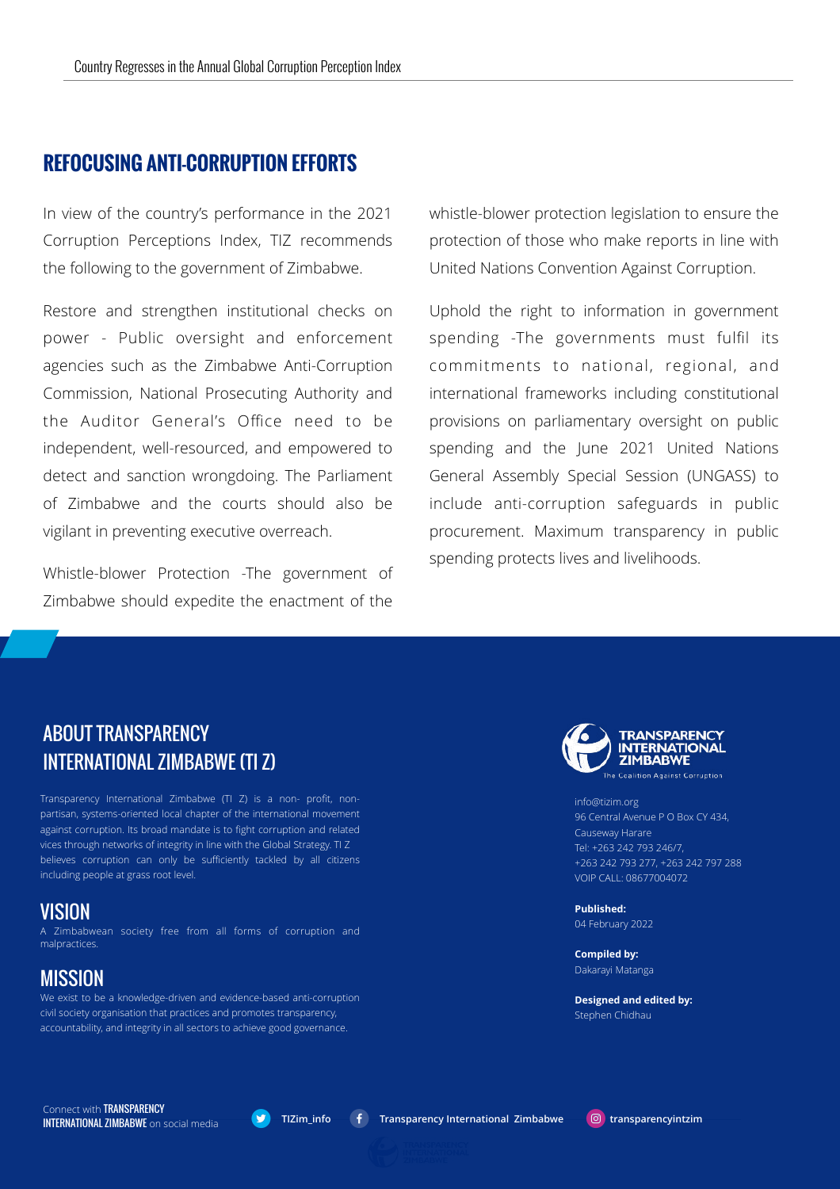## REFOCUSING ANTI-CORRUPTION EFFORTS

In view of the country's performance in the 2021 Corruption Perceptions Index, TIZ recommends the following to the government of Zimbabwe.

Restore and strengthen institutional checks on power - Public oversight and enforcement agencies such as the Zimbabwe Anti-Corruption Commission, National Prosecuting Authority and the Auditor General's Office need to be independent, well-resourced, and empowered to detect and sanction wrongdoing. The Parliament of Zimbabwe and the courts should also be vigilant in preventing executive overreach.

Whistle-blower Protection -The government of Zimbabwe should expedite the enactment of the whistle-blower protection legislation to ensure the protection of those who make reports in line with United Nations Convention Against Corruption.

Uphold the right to information in government spending -The governments must fulfil its commitments to national, regional, and international frameworks including constitutional provisions on parliamentary oversight on public spending and the June 2021 United Nations General Assembly Special Session (UNGASS) to include anti-corruption safeguards in public procurement. Maximum transparency in public spending protects lives and livelihoods.

## ABOUT TRANSPARENCY INTERNATIONAL ZIMBABWE (TI Z)

Transparency International Zimbabwe (TI Z) is a non- profit, non-partisan, systems-oriented local chapter of the international movement against corruption. Its broad mandate is to fight corruption and related vices through networks of integrity in line with the Global Strategy. TI Z believes corruption can only be sufficiently tackled by all citizens including people at grass root level.

## VISION

A Zimbabwean society free from all forms of corruption and malpractices.

## MISSION

We exist to be a knowledge-driven and evidence-based anti-corruption civil society organisation that practices and promotes transparency, accountability, and integrity in all sectors to achieve good governance.

TRANSPARENCY INTERNATIONAL ZIMBABWE
The Coalition Against Corruption

info@tizim.org
96 Central Avenue P O Box CY 434,
Causeway Harare
Tel: +263 242 793 246/7,
+263 242 793 277, +263 242 797 288
VOIP CALL: 08677004072

**Published:**
04 February 2022

**Compiled by:**
Dakarayi Matanga

**Designed and edited by:**
Stephen Chidhau

Connect with TRANSPARENCY INTERNATIONAL ZIMBABWE on social media

TIZim_info

Transparency International Zimbabwe

transparencyintzim